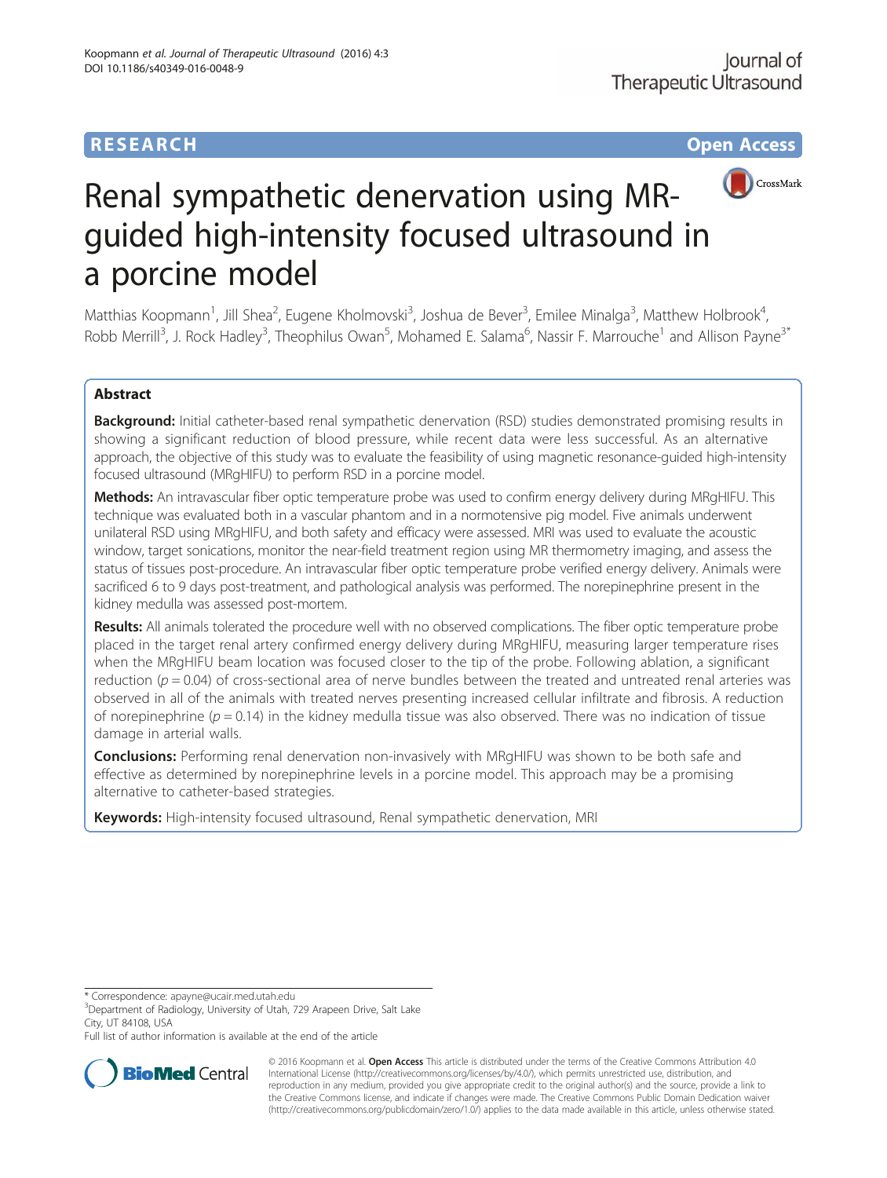RESEARCH Open Access

# Renal sympathetic denervation using MR-guided high-intensity focused ultrasound in a porcine model

Matthias Koopmann[1], Jill Shea[2], Eugene Kholmovski[3], Joshua de Bever[3], Emilee Minalga[3], Matthew Holbrook[4], Robb Merrill[3], J. Rock Hadley[3], Theophilus Owan[5], Mohamed E. Salama[6], Nassir F. Marrouche[1] and Allison Payne[3*]

## Abstract

**Background:** Initial catheter-based renal sympathetic denervation (RSD) studies demonstrated promising results in showing a significant reduction of blood pressure, while recent data were less successful. As an alternative approach, the objective of this study was to evaluate the feasibility of using magnetic resonance-guided high-intensity focused ultrasound (MRgHIFU) to perform RSD in a porcine model.

**Methods:** An intravascular fiber optic temperature probe was used to confirm energy delivery during MRgHIFU. This technique was evaluated both in a vascular phantom and in a normotensive pig model. Five animals underwent unilateral RSD using MRgHIFU, and both safety and efficacy were assessed. MRI was used to evaluate the acoustic window, target sonications, monitor the near-field treatment region using MR thermometry imaging, and assess the status of tissues post-procedure. An intravascular fiber optic temperature probe verified energy delivery. Animals were sacrificed 6 to 9 days post-treatment, and pathological analysis was performed. The norepinephrine present in the kidney medulla was assessed post-mortem.

**Results:** All animals tolerated the procedure well with no observed complications. The fiber optic temperature probe placed in the target renal artery confirmed energy delivery during MRgHIFU, measuring larger temperature rises when the MRgHIFU beam location was focused closer to the tip of the probe. Following ablation, a significant reduction ($p = 0.04$) of cross-sectional area of nerve bundles between the treated and untreated renal arteries was observed in all of the animals with treated nerves presenting increased cellular infiltrate and fibrosis. A reduction of norepinephrine ($p = 0.14$) in the kidney medulla tissue was also observed. There was no indication of tissue damage in arterial walls.

**Conclusions:** Performing renal denervation non-invasively with MRgHIFU was shown to be both safe and effective as determined by norepinephrine levels in a porcine model. This approach may be a promising alternative to catheter-based strategies.

**Keywords:** High-intensity focused ultrasound, Renal sympathetic denervation, MRI

\* Correspondence: apayne@ucair.med.utah.edu
[3]Department of Radiology, University of Utah, 729 Arapeen Drive, Salt Lake City, UT 84108, USA
Full list of author information is available at the end of the article

© 2016 Koopmann et al. **Open Access** This article is distributed under the terms of the Creative Commons Attribution 4.0 International License (http://creativecommons.org/licenses/by/4.0/), which permits unrestricted use, distribution, and reproduction in any medium, provided you give appropriate credit to the original author(s) and the source, provide a link to the Creative Commons license, and indicate if changes were made. The Creative Commons Public Domain Dedication waiver (http://creativecommons.org/publicdomain/zero/1.0/) applies to the data made available in this article, unless otherwise stated.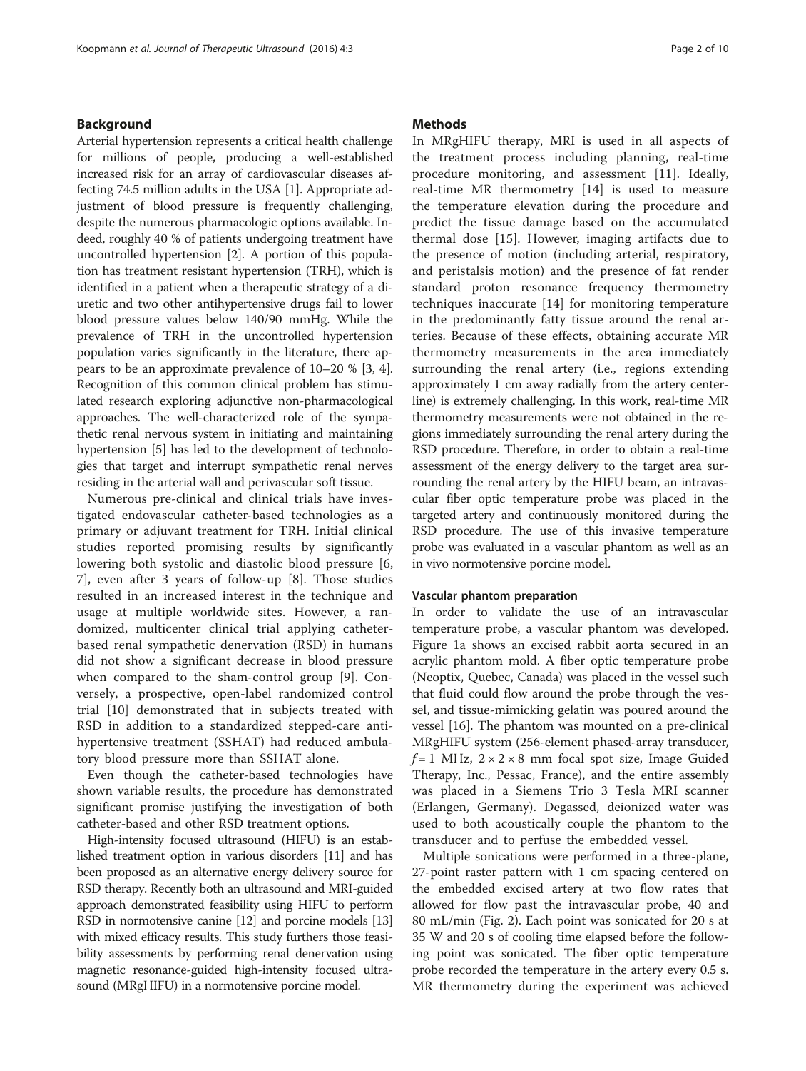## Background

Arterial hypertension represents a critical health challenge for millions of people, producing a well-established increased risk for an array of cardiovascular diseases affecting 74.5 million adults in the USA [1]. Appropriate adjustment of blood pressure is frequently challenging, despite the numerous pharmacologic options available. Indeed, roughly 40 % of patients undergoing treatment have uncontrolled hypertension [2]. A portion of this population has treatment resistant hypertension (TRH), which is identified in a patient when a therapeutic strategy of a diuretic and two other antihypertensive drugs fail to lower blood pressure values below 140/90 mmHg. While the prevalence of TRH in the uncontrolled hypertension population varies significantly in the literature, there appears to be an approximate prevalence of 10–20 % [3, 4]. Recognition of this common clinical problem has stimulated research exploring adjunctive non-pharmacological approaches. The well-characterized role of the sympathetic renal nervous system in initiating and maintaining hypertension [5] has led to the development of technologies that target and interrupt sympathetic renal nerves residing in the arterial wall and perivascular soft tissue.

Numerous pre-clinical and clinical trials have investigated endovascular catheter-based technologies as a primary or adjuvant treatment for TRH. Initial clinical studies reported promising results by significantly lowering both systolic and diastolic blood pressure [6, 7], even after 3 years of follow-up [8]. Those studies resulted in an increased interest in the technique and usage at multiple worldwide sites. However, a randomized, multicenter clinical trial applying catheter-based renal sympathetic denervation (RSD) in humans did not show a significant decrease in blood pressure when compared to the sham-control group [9]. Conversely, a prospective, open-label randomized control trial [10] demonstrated that in subjects treated with RSD in addition to a standardized stepped-care antihypertensive treatment (SSHAT) had reduced ambulatory blood pressure more than SSHAT alone.

Even though the catheter-based technologies have shown variable results, the procedure has demonstrated significant promise justifying the investigation of both catheter-based and other RSD treatment options.

High-intensity focused ultrasound (HIFU) is an established treatment option in various disorders [11] and has been proposed as an alternative energy delivery source for RSD therapy. Recently both an ultrasound and MRI-guided approach demonstrated feasibility using HIFU to perform RSD in normotensive canine [12] and porcine models [13] with mixed efficacy results. This study furthers those feasibility assessments by performing renal denervation using magnetic resonance-guided high-intensity focused ultrasound (MRgHIFU) in a normotensive porcine model.

## Methods

In MRgHIFU therapy, MRI is used in all aspects of the treatment process including planning, real-time procedure monitoring, and assessment [11]. Ideally, real-time MR thermometry [14] is used to measure the temperature elevation during the procedure and predict the tissue damage based on the accumulated thermal dose [15]. However, imaging artifacts due to the presence of motion (including arterial, respiratory, and peristalsis motion) and the presence of fat render standard proton resonance frequency thermometry techniques inaccurate [14] for monitoring temperature in the predominantly fatty tissue around the renal arteries. Because of these effects, obtaining accurate MR thermometry measurements in the area immediately surrounding the renal artery (i.e., regions extending approximately 1 cm away radially from the artery centerline) is extremely challenging. In this work, real-time MR thermometry measurements were not obtained in the regions immediately surrounding the renal artery during the RSD procedure. Therefore, in order to obtain a real-time assessment of the energy delivery to the target area surrounding the renal artery by the HIFU beam, an intravascular fiber optic temperature probe was placed in the targeted artery and continuously monitored during the RSD procedure. The use of this invasive temperature probe was evaluated in a vascular phantom as well as an in vivo normotensive porcine model.

### Vascular phantom preparation

In order to validate the use of an intravascular temperature probe, a vascular phantom was developed. Figure 1a shows an excised rabbit aorta secured in an acrylic phantom mold. A fiber optic temperature probe (Neoptix, Quebec, Canada) was placed in the vessel such that fluid could flow around the probe through the vessel, and tissue-mimicking gelatin was poured around the vessel [16]. The phantom was mounted on a pre-clinical MRgHIFU system (256-element phased-array transducer, $f = 1$ MHz, $2 \times 2 \times 8$ mm focal spot size, Image Guided Therapy, Inc., Pessac, France), and the entire assembly was placed in a Siemens Trio 3 Tesla MRI scanner (Erlangen, Germany). Degassed, deionized water was used to both acoustically couple the phantom to the transducer and to perfuse the embedded vessel.

Multiple sonications were performed in a three-plane, 27-point raster pattern with 1 cm spacing centered on the embedded excised artery at two flow rates that allowed for flow past the intravascular probe, 40 and 80 mL/min (Fig. 2). Each point was sonicated for 20 s at 35 W and 20 s of cooling time elapsed before the following point was sonicated. The fiber optic temperature probe recorded the temperature in the artery every 0.5 s. MR thermometry during the experiment was achieved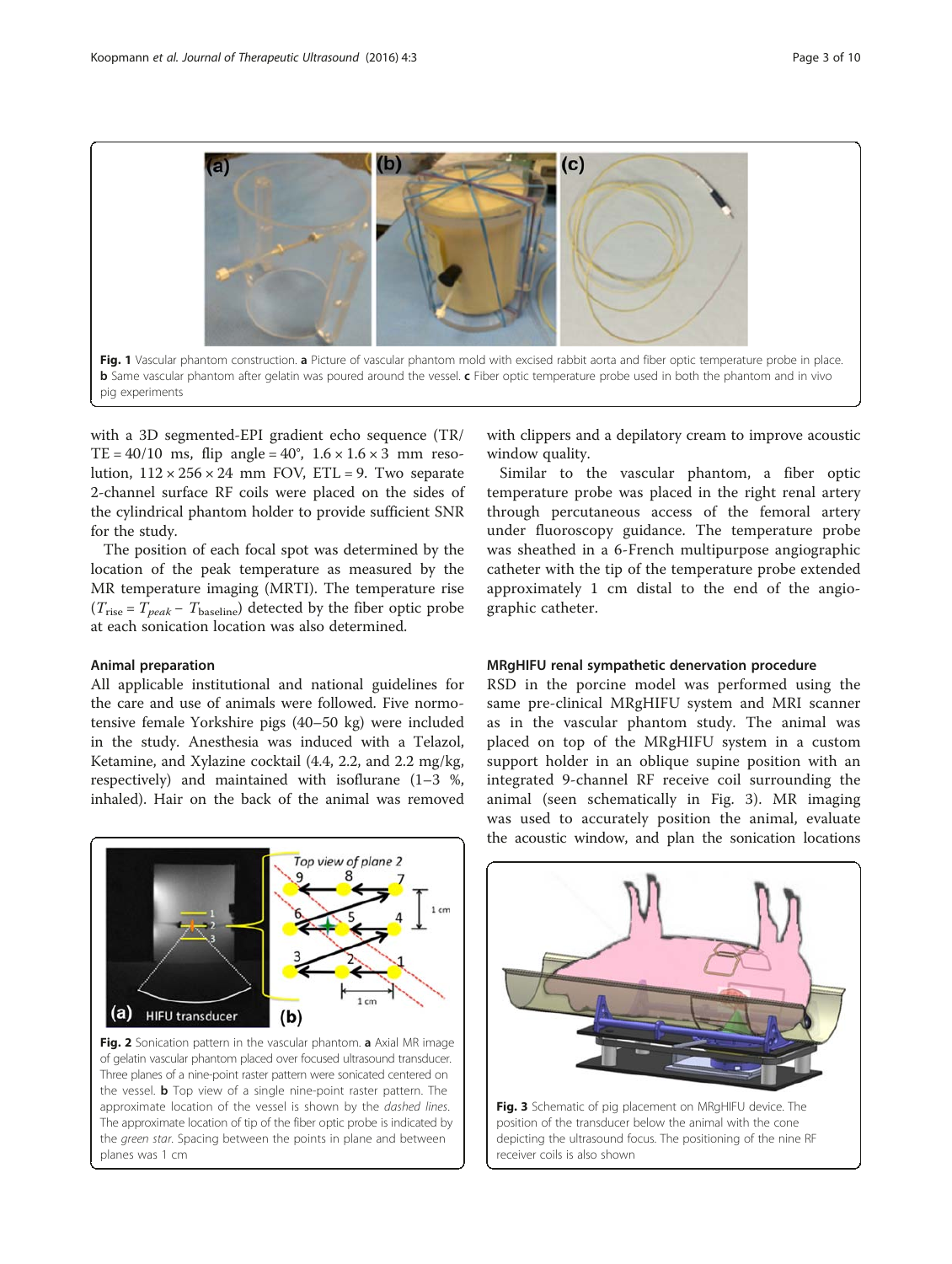Fig. 1 Vascular phantom construction. **a** Picture of vascular phantom mold with excised rabbit aorta and fiber optic temperature probe in place. **b** Same vascular phantom after gelatin was poured around the vessel. **c** Fiber optic temperature probe used in both the phantom and in vivo pig experiments

with a 3D segmented-EPI gradient echo sequence (TR/TE = 40/10 ms, flip angle = 40°, 1.6 × 1.6 × 3 mm resolution, 112 × 256 × 24 mm FOV, ETL = 9. Two separate 2-channel surface RF coils were placed on the sides of the cylindrical phantom holder to provide sufficient SNR for the study.

The position of each focal spot was determined by the location of the peak temperature as measured by the MR temperature imaging (MRTI). The temperature rise ($T_{\text{rise}} = T_{peak} - T_{\text{baseline}}$) detected by the fiber optic probe at each sonication location was also determined.

### Animal preparation

All applicable institutional and national guidelines for the care and use of animals were followed. Five normotensive female Yorkshire pigs (40–50 kg) were included in the study. Anesthesia was induced with a Telazol, Ketamine, and Xylazine cocktail (4.4, 2.2, and 2.2 mg/kg, respectively) and maintained with isoflurane (1–3 %, inhaled). Hair on the back of the animal was removed with clippers and a depilatory cream to improve acoustic window quality.

Similar to the vascular phantom, a fiber optic temperature probe was placed in the right renal artery through percutaneous access of the femoral artery under fluoroscopy guidance. The temperature probe was sheathed in a 6-French multipurpose angiographic catheter with the tip of the temperature probe extended approximately 1 cm distal to the end of the angiographic catheter.

Fig. 2 Sonication pattern in the vascular phantom. **a** Axial MR image of gelatin vascular phantom placed over focused ultrasound transducer. Three planes of a nine-point raster pattern were sonicated centered on the vessel. **b** Top view of a single nine-point raster pattern. The approximate location of the vessel is shown by the *dashed lines*. The approximate location of tip of the fiber optic probe is indicated by the *green star*. Spacing between the points in plane and between planes was 1 cm

### MRgHIFU renal sympathetic denervation procedure

RSD in the porcine model was performed using the same pre-clinical MRgHIFU system and MRI scanner as in the vascular phantom study. The animal was placed on top of the MRgHIFU system in a custom support holder in an oblique supine position with an integrated 9-channel RF receive coil surrounding the animal (seen schematically in Fig. 3). MR imaging was used to accurately position the animal, evaluate the acoustic window, and plan the sonication locations

Fig. 3 Schematic of pig placement on MRgHIFU device. The position of the transducer below the animal with the cone depicting the ultrasound focus. The positioning of the nine RF receiver coils is also shown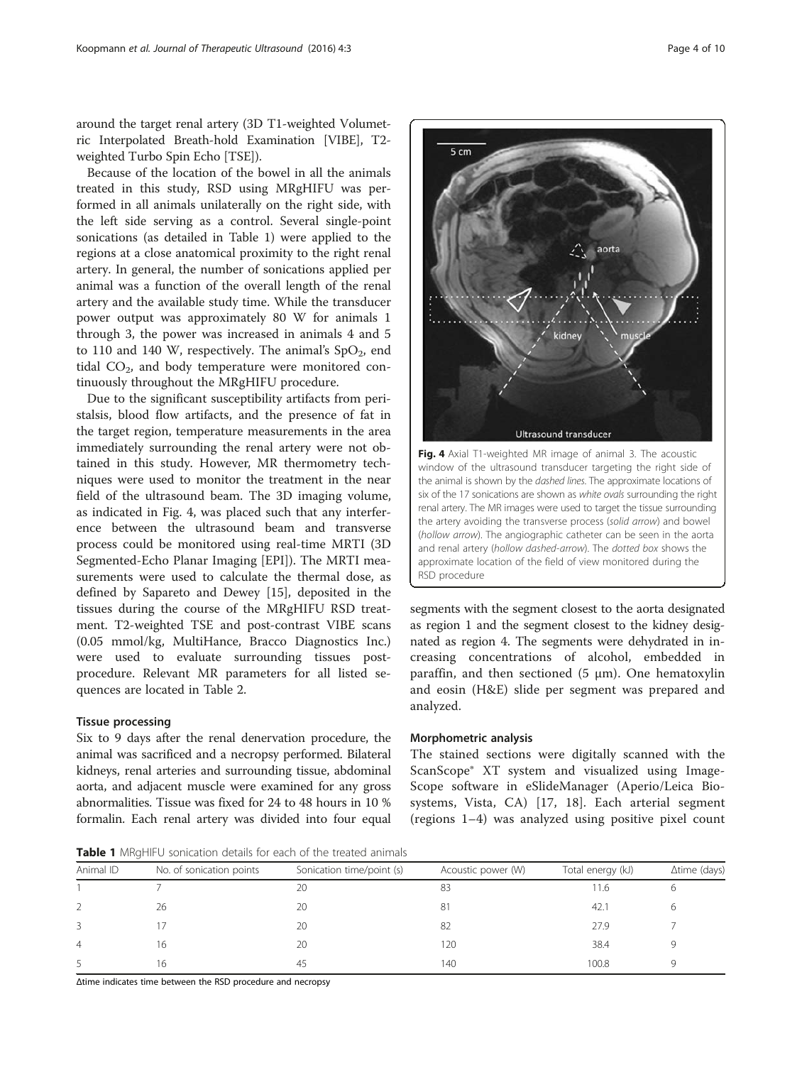around the target renal artery (3D T1-weighted Volumetric Interpolated Breath-hold Examination [VIBE], T2-weighted Turbo Spin Echo [TSE]).

Because of the location of the bowel in all the animals treated in this study, RSD using MRgHIFU was performed in all animals unilaterally on the right side, with the left side serving as a control. Several single-point sonications (as detailed in Table 1) were applied to the regions at a close anatomical proximity to the right renal artery. In general, the number of sonications applied per animal was a function of the overall length of the renal artery and the available study time. While the transducer power output was approximately 80 W for animals 1 through 3, the power was increased in animals 4 and 5 to 110 and 140 W, respectively. The animal's $SpO_2$, end tidal $CO_2$, and body temperature were monitored continuously throughout the MRgHIFU procedure.

Due to the significant susceptibility artifacts from peristalsis, blood flow artifacts, and the presence of fat in the target region, temperature measurements in the area immediately surrounding the renal artery were not obtained in this study. However, MR thermometry techniques were used to monitor the treatment in the near field of the ultrasound beam. The 3D imaging volume, as indicated in Fig. 4, was placed such that any interference between the ultrasound beam and transverse process could be monitored using real-time MRTI (3D Segmented-Echo Planar Imaging [EPI]). The MRTI measurements were used to calculate the thermal dose, as defined by Sapareto and Dewey [15], deposited in the tissues during the course of the MRgHIFU RSD treatment. T2-weighted TSE and post-contrast VIBE scans (0.05 mmol/kg, MultiHance, Bracco Diagnostics Inc.) were used to evaluate surrounding tissues post-procedure. Relevant MR parameters for all listed sequences are located in Table 2.

**Fig. 4** Axial T1-weighted MR image of animal 3. The acoustic window of the ultrasound transducer targeting the right side of the animal is shown by the *dashed lines*. The approximate locations of six of the 17 sonications are shown as *white ovals* surrounding the right renal artery. The MR images were used to target the tissue surrounding the artery avoiding the transverse process (*solid arrow*) and bowel (*hollow arrow*). The angiographic catheter can be seen in the aorta and renal artery (*hollow dashed-arrow*). The *dotted box* shows the approximate location of the field of view monitored during the RSD procedure

### Tissue processing

Six to 9 days after the renal denervation procedure, the animal was sacrificed and a necropsy performed. Bilateral kidneys, renal arteries and surrounding tissue, abdominal aorta, and adjacent muscle were examined for any gross abnormalities. Tissue was fixed for 24 to 48 hours in 10 % formalin. Each renal artery was divided into four equal segments with the segment closest to the aorta designated as region 1 and the segment closest to the kidney designated as region 4. The segments were dehydrated in increasing concentrations of alcohol, embedded in paraffin, and then sectioned (5 μm). One hematoxylin and eosin (H&E) slide per segment was prepared and analyzed.

### Morphometric analysis

The stained sections were digitally scanned with the ScanScope® XT system and visualized using ImageScope software in eSlideManager (Aperio/Leica Biosystems, Vista, CA) [17, 18]. Each arterial segment (regions 1–4) was analyzed using positive pixel count

**Table 1** MRgHIFU sonication details for each of the treated animals

| Animal ID | No. of sonication points | Sonication time/point (s) | Acoustic power (W) | Total energy (kJ) | Δtime (days) |
|---|---|---|---|---|---|
| 1 | 7 | 20 | 83 | 11.6 | 6 |
| 2 | 26 | 20 | 81 | 42.1 | 6 |
| 3 | 17 | 20 | 82 | 27.9 | 7 |
| 4 | 16 | 20 | 120 | 38.4 | 9 |
| 5 | 16 | 45 | 140 | 100.8 | 9 |

Δtime indicates time between the RSD procedure and necropsy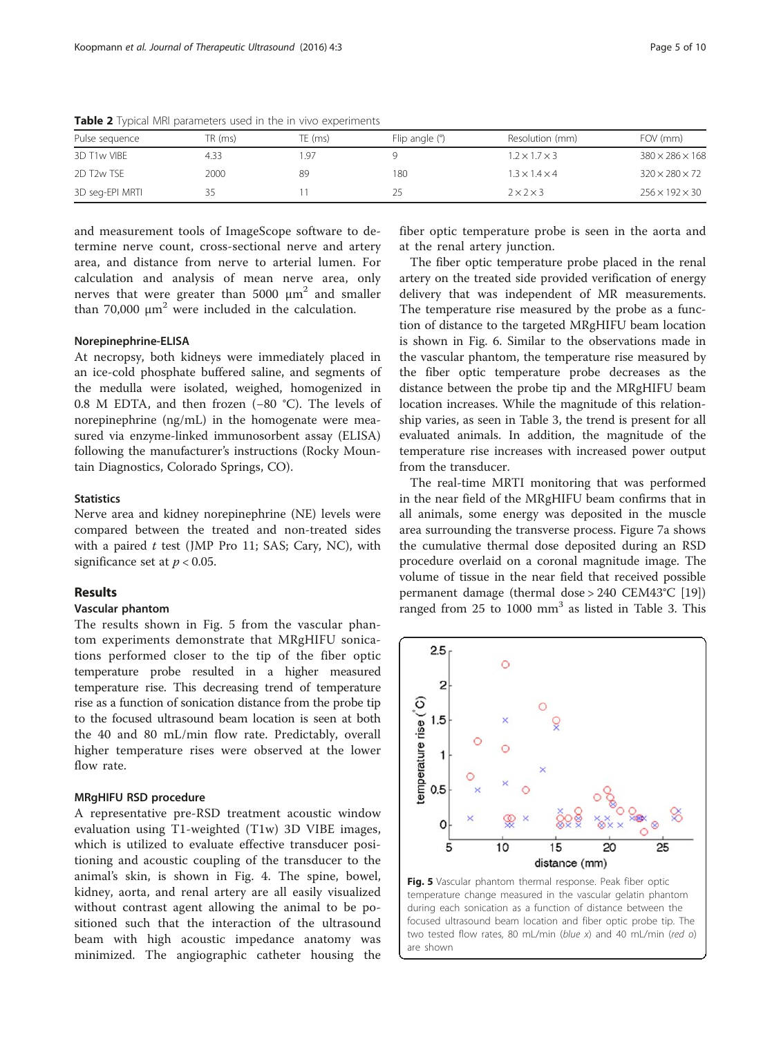**Table 2** Typical MRI parameters used in the in vivo experiments

| Pulse sequence | TR (ms) | TE (ms) | Flip angle (°) | Resolution (mm) | FOV (mm) |
|---|---|---|---|---|---|
| 3D T1w VIBE | 4.33 | 1.97 | 9 | 1.2 × 1.7 × 3 | 380 × 286 × 168 |
| 2D T2w TSE | 2000 | 89 | 180 | 1.3 × 1.4 × 4 | 320 × 280 × 72 |
| 3D seg-EPI MRTI | 35 | 11 | 25 | 2 × 2 × 3 | 256 × 192 × 30 |

and measurement tools of ImageScope software to determine nerve count, cross-sectional nerve and artery area, and distance from nerve to arterial lumen. For calculation and analysis of mean nerve area, only nerves that were greater than 5000 $\mu m^2$ and smaller than 70,000 $\mu m^2$ were included in the calculation.

#### Norepinephrine-ELISA

At necropsy, both kidneys were immediately placed in an ice-cold phosphate buffered saline, and segments of the medulla were isolated, weighed, homogenized in 0.8 M EDTA, and then frozen (−80 °C). The levels of norepinephrine (ng/mL) in the homogenate were measured via enzyme-linked immunosorbent assay (ELISA) following the manufacturer's instructions (Rocky Mountain Diagnostics, Colorado Springs, CO).

#### Statistics

Nerve area and kidney norepinephrine (NE) levels were compared between the treated and non-treated sides with a paired *t* test (JMP Pro 11; SAS; Cary, NC), with significance set at $p < 0.05$.

## Results

#### Vascular phantom

The results shown in Fig. 5 from the vascular phantom experiments demonstrate that MRgHIFU sonications performed closer to the tip of the fiber optic temperature probe resulted in a higher measured temperature rise. This decreasing trend of temperature rise as a function of sonication distance from the probe tip to the focused ultrasound beam location is seen at both the 40 and 80 mL/min flow rate. Predictably, overall higher temperature rises were observed at the lower flow rate.

#### MRgHIFU RSD procedure

A representative pre-RSD treatment acoustic window evaluation using T1-weighted (T1w) 3D VIBE images, which is utilized to evaluate effective transducer positioning and acoustic coupling of the transducer to the animal's skin, is shown in Fig. 4. The spine, bowel, kidney, aorta, and renal artery are all easily visualized without contrast agent allowing the animal to be positioned such that the interaction of the ultrasound beam with high acoustic impedance anatomy was minimized. The angiographic catheter housing the fiber optic temperature probe is seen in the aorta and at the renal artery junction.

The fiber optic temperature probe placed in the renal artery on the treated side provided verification of energy delivery that was independent of MR measurements. The temperature rise measured by the probe as a function of distance to the targeted MRgHIFU beam location is shown in Fig. 6. Similar to the observations made in the vascular phantom, the temperature rise measured by the fiber optic temperature probe decreases as the distance between the probe tip and the MRgHIFU beam location increases. While the magnitude of this relationship varies, as seen in Table 3, the trend is present for all evaluated animals. In addition, the magnitude of the temperature rise increases with increased power output from the transducer.

The real-time MRTI monitoring that was performed in the near field of the MRgHIFU beam confirms that in all animals, some energy was deposited in the muscle area surrounding the transverse process. Figure 7a shows the cumulative thermal dose deposited during an RSD procedure overlaid on a coronal magnitude image. The volume of tissue in the near field that received possible permanent damage (thermal dose > 240 CEM43°C [19]) ranged from 25 to 1000 $mm^3$ as listed in Table 3. This

**Fig. 5** Vascular phantom thermal response. Peak fiber optic temperature change measured in the vascular gelatin phantom during each sonication as a function of distance between the focused ultrasound beam location and fiber optic probe tip. The two tested flow rates, 80 mL/min (*blue x*) and 40 mL/min (*red o*) are shown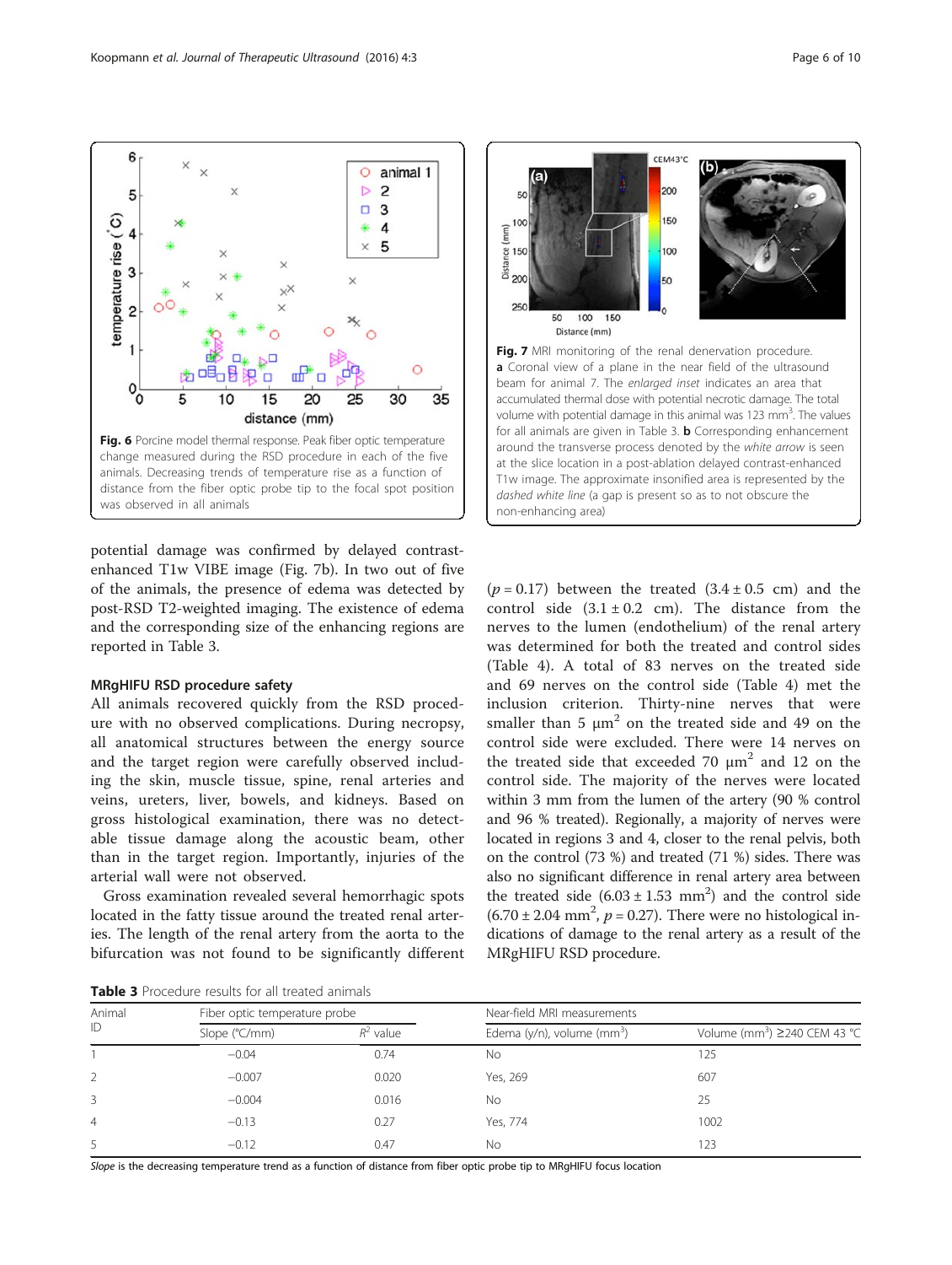Fig. 6 Porcine model thermal response. Peak fiber optic temperature change measured during the RSD procedure in each of the five animals. Decreasing trends of temperature rise as a function of distance from the fiber optic probe tip to the focal spot position was observed in all animals

Fig. 7 MRI monitoring of the renal denervation procedure. **a** Coronal view of a plane in the near field of the ultrasound beam for animal 7. The *enlarged inset* indicates an area that accumulated thermal dose with potential necrotic damage. The total volume with potential damage in this animal was 123 mm$^3$. The values for all animals are given in Table 3. **b** Corresponding enhancement around the transverse process denoted by the *white arrow* is seen at the slice location in a post-ablation delayed contrast-enhanced T1w image. The approximate insonified area is represented by the *dashed white line* (a gap is present so as to not obscure the non-enhancing area)

potential damage was confirmed by delayed contrast-enhanced T1w VIBE image (Fig. 7b). In two out of five of the animals, the presence of edema was detected by post-RSD T2-weighted imaging. The existence of edema and the corresponding size of the enhancing regions are reported in Table 3.

### MRgHIFU RSD procedure safety

All animals recovered quickly from the RSD procedure with no observed complications. During necropsy, all anatomical structures between the energy source and the target region were carefully observed including the skin, muscle tissue, spine, renal arteries and veins, ureters, liver, bowels, and kidneys. Based on gross histological examination, there was no detectable tissue damage along the acoustic beam, other than in the target region. Importantly, injuries of the arterial wall were not observed.

Gross examination revealed several hemorrhagic spots located in the fatty tissue around the treated renal arteries. The length of the renal artery from the aorta to the bifurcation was not found to be significantly different ($p = 0.17$) between the treated ($3.4 \pm 0.5$ cm) and the control side ($3.1 \pm 0.2$ cm). The distance from the nerves to the lumen (endothelium) of the renal artery was determined for both the treated and control sides (Table 4). A total of 83 nerves on the treated side and 69 nerves on the control side (Table 4) met the inclusion criterion. Thirty-nine nerves that were smaller than 5 μm$^2$ on the treated side and 49 on the control side were excluded. There were 14 nerves on the treated side that exceeded 70 μm$^2$ and 12 on the control side. The majority of the nerves were located within 3 mm from the lumen of the artery (90 % control and 96 % treated). Regionally, a majority of nerves were located in regions 3 and 4, closer to the renal pelvis, both on the control (73 %) and treated (71 %) sides. There was also no significant difference in renal artery area between the treated side ($6.03 \pm 1.53$ mm$^2$) and the control side ($6.70 \pm 2.04$ mm$^2$, $p = 0.27$). There were no histological indications of damage to the renal artery as a result of the MRgHIFU RSD procedure.

**Table 3** Procedure results for all treated animals

| Animal ID | Fiber optic temperature probe | | Near-field MRI measurements | |
|---|---|---|---|---|
| | Slope (°C/mm) | $R^2$ value | Edema (y/n), volume (mm$^3$) | Volume (mm$^3$) ≥240 CEM 43 °C |
| 1 | −0.04 | 0.74 | No | 125 |
| 2 | −0.007 | 0.020 | Yes, 269 | 607 |
| 3 | −0.004 | 0.016 | No | 25 |
| 4 | −0.13 | 0.27 | Yes, 774 | 1002 |
| 5 | −0.12 | 0.47 | No | 123 |

*Slope* is the decreasing temperature trend as a function of distance from fiber optic probe tip to MRgHIFU focus location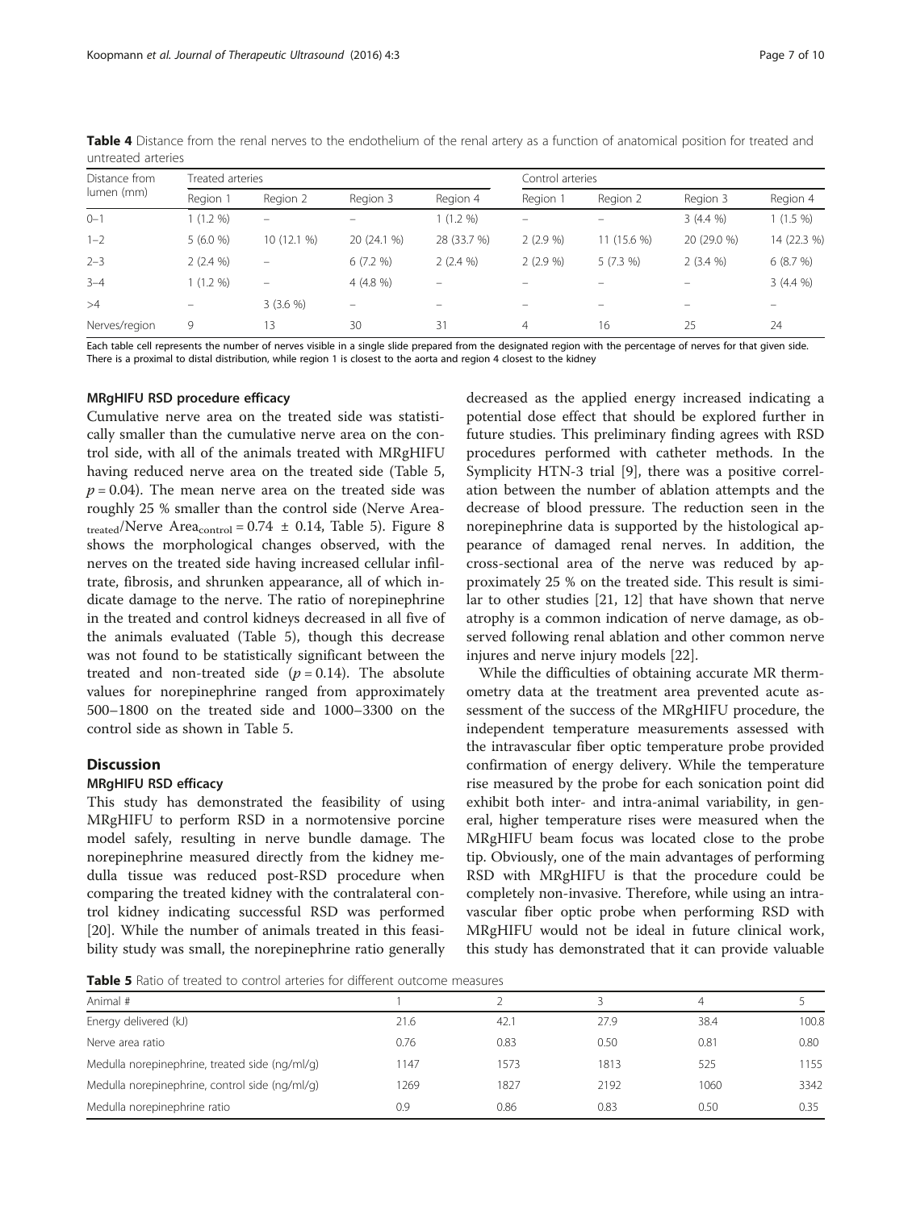**Table 4** Distance from the renal nerves to the endothelium of the renal artery as a function of anatomical position for treated and untreated arteries

| Distance from lumen (mm) | Treated arteries | | | | Control arteries | | | |
|---|---|---|---|---|---|---|---|---|
| | Region 1 | Region 2 | Region 3 | Region 4 | Region 1 | Region 2 | Region 3 | Region 4 |
| 0–1 | 1 (1.2 %) | – | – | 1 (1.2 %) | – | – | 3 (4.4 %) | 1 (1.5 %) |
| 1–2 | 5 (6.0 %) | 10 (12.1 %) | 20 (24.1 %) | 28 (33.7 %) | 2 (2.9 %) | 11 (15.6 %) | 20 (29.0 %) | 14 (22.3 %) |
| 2–3 | 2 (2.4 %) | – | 6 (7.2 %) | 2 (2.4 %) | 2 (2.9 %) | 5 (7.3 %) | 2 (3.4 %) | 6 (8.7 %) |
| 3–4 | 1 (1.2 %) | – | 4 (4.8 %) | – | – | – | – | 3 (4.4 %) |
| >4 | – | 3 (3.6 %) | – | – | – | – | – | – |
| Nerves/region | 9 | 13 | 30 | 31 | 4 | 16 | 25 | 24 |

Each table cell represents the number of nerves visible in a single slide prepared from the designated region with the percentage of nerves for that given side. There is a proximal to distal distribution, while region 1 is closest to the aorta and region 4 closest to the kidney

#### MRgHIFU RSD procedure efficacy

Cumulative nerve area on the treated side was statistically smaller than the cumulative nerve area on the control side, with all of the animals treated with MRgHIFU having reduced nerve area on the treated side (Table 5, $p = 0.04$). The mean nerve area on the treated side was roughly 25 % smaller than the control side (Nerve Area$_{treated}$/Nerve Area$_{control}$ = 0.74 ± 0.14, Table 5). Figure 8 shows the morphological changes observed, with the nerves on the treated side having increased cellular infiltrate, fibrosis, and shrunken appearance, all of which indicate damage to the nerve. The ratio of norepinephrine in the treated and control kidneys decreased in all five of the animals evaluated (Table 5), though this decrease was not found to be statistically significant between the treated and non-treated side ($p = 0.14$). The absolute values for norepinephrine ranged from approximately 500–1800 on the treated side and 1000–3300 on the control side as shown in Table 5.

## Discussion

#### MRgHIFU RSD efficacy

This study has demonstrated the feasibility of using MRgHIFU to perform RSD in a normotensive porcine model safely, resulting in nerve bundle damage. The norepinephrine measured directly from the kidney medulla tissue was reduced post-RSD procedure when comparing the treated kidney with the contralateral control kidney indicating successful RSD was performed [20]. While the number of animals treated in this feasibility study was small, the norepinephrine ratio generally decreased as the applied energy increased indicating a potential dose effect that should be explored further in future studies. This preliminary finding agrees with RSD procedures performed with catheter methods. In the Symplicity HTN-3 trial [9], there was a positive correlation between the number of ablation attempts and the decrease of blood pressure. The reduction seen in the norepinephrine data is supported by the histological appearance of damaged renal nerves. In addition, the cross-sectional area of the nerve was reduced by approximately 25 % on the treated side. This result is similar to other studies [21, 12] that have shown that nerve atrophy is a common indication of nerve damage, as observed following renal ablation and other common nerve injures and nerve injury models [22].

While the difficulties of obtaining accurate MR thermometry data at the treatment area prevented acute assessment of the success of the MRgHIFU procedure, the independent temperature measurements assessed with the intravascular fiber optic temperature probe provided confirmation of energy delivery. While the temperature rise measured by the probe for each sonication point did exhibit both inter- and intra-animal variability, in general, higher temperature rises were measured when the MRgHIFU beam focus was located close to the probe tip. Obviously, one of the main advantages of performing RSD with MRgHIFU is that the procedure could be completely non-invasive. Therefore, while using an intravascular fiber optic probe when performing RSD with MRgHIFU would not be ideal in future clinical work, this study has demonstrated that it can provide valuable

**Table 5** Ratio of treated to control arteries for different outcome measures

| Animal # | 1 | 2 | 3 | 4 | 5 |
|---|---|---|---|---|---|
| Energy delivered (kJ) | 21.6 | 42.1 | 27.9 | 38.4 | 100.8 |
| Nerve area ratio | 0.76 | 0.83 | 0.50 | 0.81 | 0.80 |
| Medulla norepinephrine, treated side (ng/ml/g) | 1147 | 1573 | 1813 | 525 | 1155 |
| Medulla norepinephrine, control side (ng/ml/g) | 1269 | 1827 | 2192 | 1060 | 3342 |
| Medulla norepinephrine ratio | 0.9 | 0.86 | 0.83 | 0.50 | 0.35 |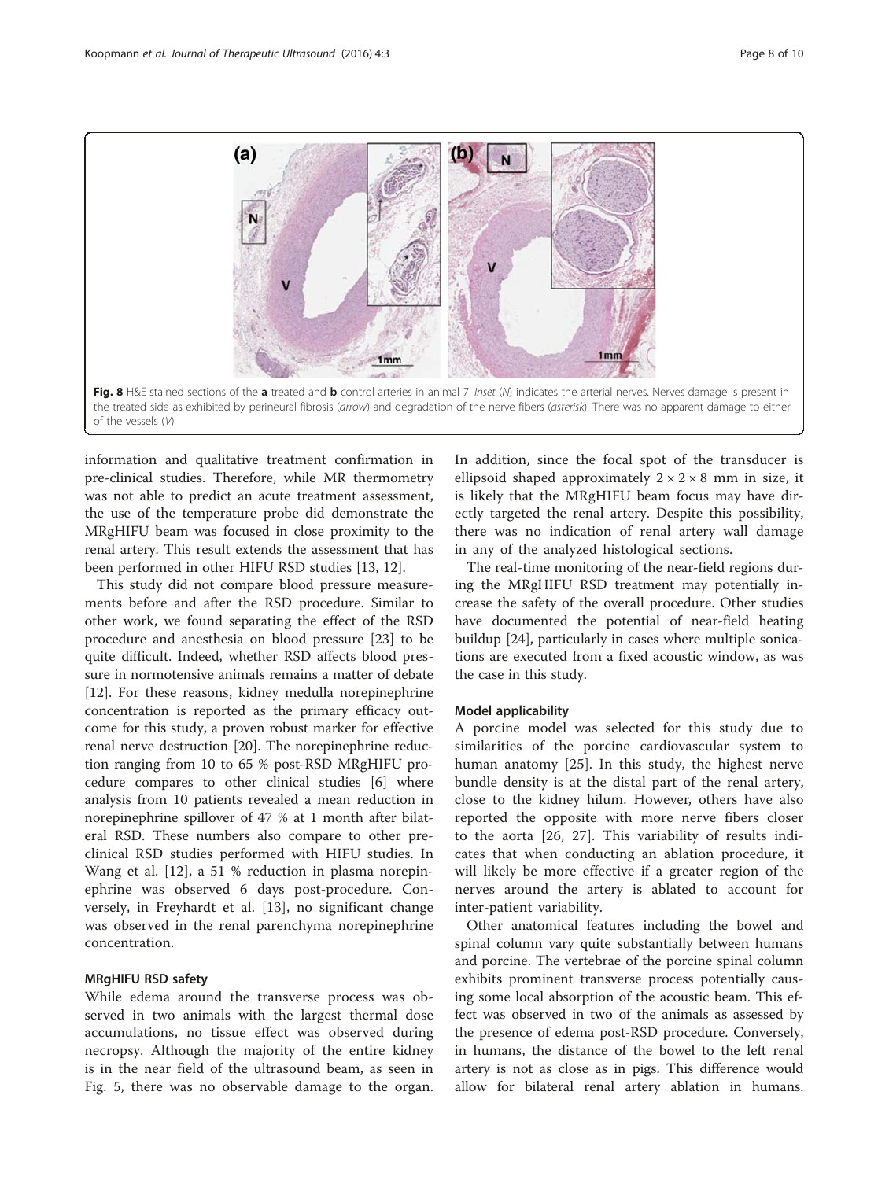**Fig. 8** H&E stained sections of the **a** treated and **b** control arteries in animal 7. *Inset* (*N*) indicates the arterial nerves. Nerves damage is present in the treated side as exhibited by perineural fibrosis (*arrow*) and degradation of the nerve fibers (*asterisk*). There was no apparent damage to either of the vessels (*V*)

information and qualitative treatment confirmation in pre-clinical studies. Therefore, while MR thermometry was not able to predict an acute treatment assessment, the use of the temperature probe did demonstrate the MRgHIFU beam was focused in close proximity to the renal artery. This result extends the assessment that has been performed in other HIFU RSD studies [13, 12].

This study did not compare blood pressure measurements before and after the RSD procedure. Similar to other work, we found separating the effect of the RSD procedure and anesthesia on blood pressure [23] to be quite difficult. Indeed, whether RSD affects blood pressure in normotensive animals remains a matter of debate [12]. For these reasons, kidney medulla norepinephrine concentration is reported as the primary efficacy outcome for this study, a proven robust marker for effective renal nerve destruction [20]. The norepinephrine reduction ranging from 10 to 65 % post-RSD MRgHIFU procedure compares to other clinical studies [6] where analysis from 10 patients revealed a mean reduction in norepinephrine spillover of 47 % at 1 month after bilateral RSD. These numbers also compare to other pre-clinical RSD studies performed with HIFU studies. In Wang et al. [12], a 51 % reduction in plasma norepinephrine was observed 6 days post-procedure. Conversely, in Freyhardt et al. [13], no significant change was observed in the renal parenchyma norepinephrine concentration.

#### MRgHIFU RSD safety

While edema around the transverse process was observed in two animals with the largest thermal dose accumulations, no tissue effect was observed during necropsy. Although the majority of the entire kidney is in the near field of the ultrasound beam, as seen in Fig. 5, there was no observable damage to the organ. In addition, since the focal spot of the transducer is ellipsoid shaped approximately $2 \times 2 \times 8$ mm in size, it is likely that the MRgHIFU beam focus may have directly targeted the renal artery. Despite this possibility, there was no indication of renal artery wall damage in any of the analyzed histological sections.

The real-time monitoring of the near-field regions during the MRgHIFU RSD treatment may potentially increase the safety of the overall procedure. Other studies have documented the potential of near-field heating buildup [24], particularly in cases where multiple sonications are executed from a fixed acoustic window, as was the case in this study.

#### Model applicability

A porcine model was selected for this study due to similarities of the porcine cardiovascular system to human anatomy [25]. In this study, the highest nerve bundle density is at the distal part of the renal artery, close to the kidney hilum. However, others have also reported the opposite with more nerve fibers closer to the aorta [26, 27]. This variability of results indicates that when conducting an ablation procedure, it will likely be more effective if a greater region of the nerves around the artery is ablated to account for inter-patient variability.

Other anatomical features including the bowel and spinal column vary quite substantially between humans and porcine. The vertebrae of the porcine spinal column exhibits prominent transverse process potentially causing some local absorption of the acoustic beam. This effect was observed in two of the animals as assessed by the presence of edema post-RSD procedure. Conversely, in humans, the distance of the bowel to the left renal artery is not as close as in pigs. This difference would allow for bilateral renal artery ablation in humans.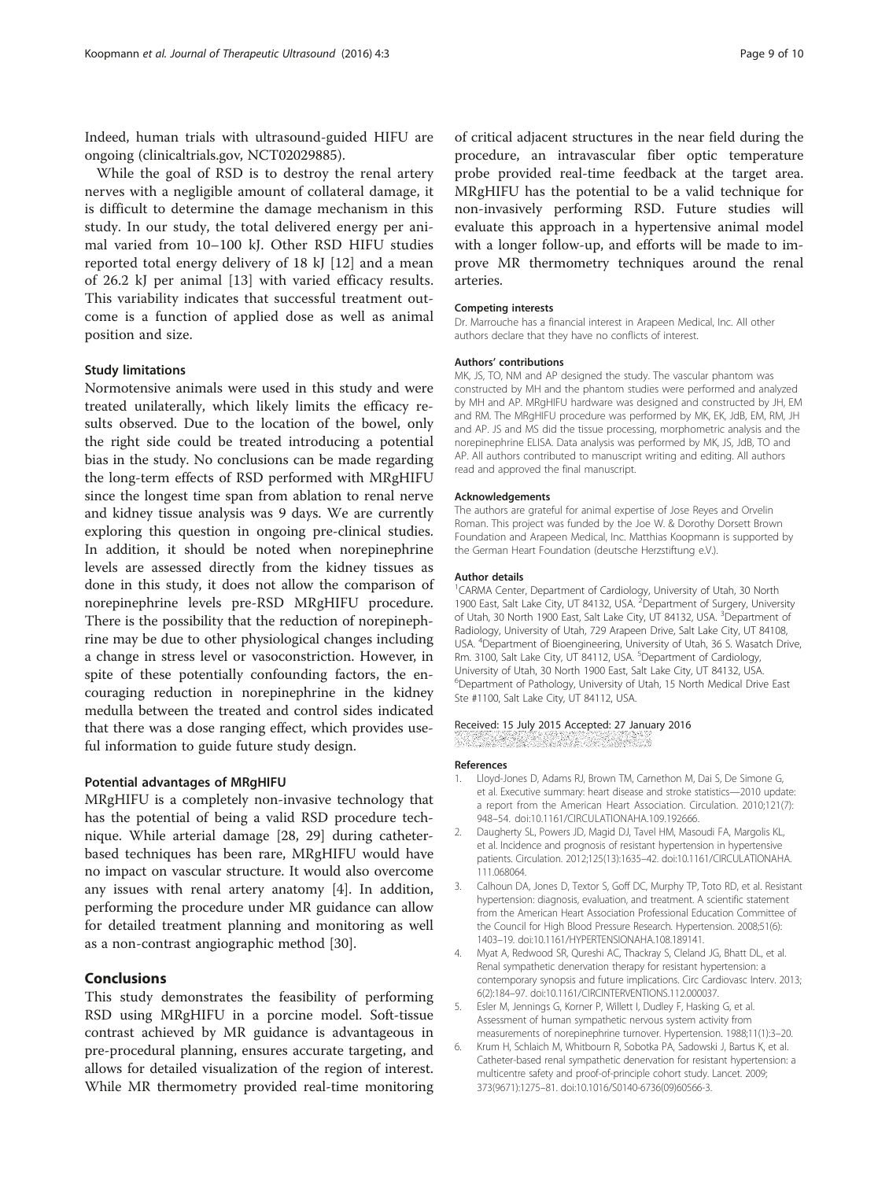Indeed, human trials with ultrasound-guided HIFU are ongoing (clinicaltrials.gov, NCT02029885).

While the goal of RSD is to destroy the renal artery nerves with a negligible amount of collateral damage, it is difficult to determine the damage mechanism in this study. In our study, the total delivered energy per animal varied from 10–100 kJ. Other RSD HIFU studies reported total energy delivery of 18 kJ [12] and a mean of 26.2 kJ per animal [13] with varied efficacy results. This variability indicates that successful treatment outcome is a function of applied dose as well as animal position and size.

### Study limitations

Normotensive animals were used in this study and were treated unilaterally, which likely limits the efficacy results observed. Due to the location of the bowel, only the right side could be treated introducing a potential bias in the study. No conclusions can be made regarding the long-term effects of RSD performed with MRgHIFU since the longest time span from ablation to renal nerve and kidney tissue analysis was 9 days. We are currently exploring this question in ongoing pre-clinical studies. In addition, it should be noted when norepinephrine levels are assessed directly from the kidney tissues as done in this study, it does not allow the comparison of norepinephrine levels pre-RSD MRgHIFU procedure. There is the possibility that the reduction of norepinephrine may be due to other physiological changes including a change in stress level or vasoconstriction. However, in spite of these potentially confounding factors, the encouraging reduction in norepinephrine in the kidney medulla between the treated and control sides indicated that there was a dose ranging effect, which provides useful information to guide future study design.

### Potential advantages of MRgHIFU

MRgHIFU is a completely non-invasive technology that has the potential of being a valid RSD procedure technique. While arterial damage [28, 29] during catheter-based techniques has been rare, MRgHIFU would have no impact on vascular structure. It would also overcome any issues with renal artery anatomy [4]. In addition, performing the procedure under MR guidance can allow for detailed treatment planning and monitoring as well as a non-contrast angiographic method [30].

## Conclusions

This study demonstrates the feasibility of performing RSD using MRgHIFU in a porcine model. Soft-tissue contrast achieved by MR guidance is advantageous in pre-procedural planning, ensures accurate targeting, and allows for detailed visualization of the region of interest. While MR thermometry provided real-time monitoring of critical adjacent structures in the near field during the procedure, an intravascular fiber optic temperature probe provided real-time feedback at the target area. MRgHIFU has the potential to be a valid technique for non-invasively performing RSD. Future studies will evaluate this approach in a hypertensive animal model with a longer follow-up, and efforts will be made to improve MR thermometry techniques around the renal arteries.

#### Competing interests

Dr. Marrouche has a financial interest in Arapeen Medical, Inc. All other authors declare that they have no conflicts of interest.

#### Authors' contributions

MK, JS, TO, NM and AP designed the study. The vascular phantom was constructed by MH and the phantom studies were performed and analyzed by MH and AP. MRgHIFU hardware was designed and constructed by JH, EM and RM. The MRgHIFU procedure was performed by MK, EK, JdB, EM, RM, JH and AP. JS and MS did the tissue processing, morphometric analysis and the norepinephrine ELISA. Data analysis was performed by MK, JS, JdB, TO and AP. All authors contributed to manuscript writing and editing. All authors read and approved the final manuscript.

#### Acknowledgements

The authors are grateful for animal expertise of Jose Reyes and Orvelin Roman. This project was funded by the Joe W. & Dorothy Dorsett Brown Foundation and Arapeen Medical, Inc. Matthias Koopmann is supported by the German Heart Foundation (deutsche Herzstiftung e.V.).

#### Author details

[1]CARMA Center, Department of Cardiology, University of Utah, 30 North 1900 East, Salt Lake City, UT 84132, USA. [2]Department of Surgery, University of Utah, 30 North 1900 East, Salt Lake City, UT 84132, USA. [3]Department of Radiology, University of Utah, 729 Arapeen Drive, Salt Lake City, UT 84108, USA. [4]Department of Bioengineering, University of Utah, 36 S. Wasatch Drive, Rm. 3100, Salt Lake City, UT 84112, USA. [5]Department of Cardiology, University of Utah, 30 North 1900 East, Salt Lake City, UT 84132, USA. [6]Department of Pathology, University of Utah, 15 North Medical Drive East Ste #1100, Salt Lake City, UT 84112, USA.

Received: 15 July 2015 Accepted: 27 January 2016

#### References

1. Lloyd-Jones D, Adams RJ, Brown TM, Carnethon M, Dai S, De Simone G, et al. Executive summary: heart disease and stroke statistics—2010 update: a report from the American Heart Association. Circulation. 2010;121(7): 948–54. doi:10.1161/CIRCULATIONAHA.109.192666.
2. Daugherty SL, Powers JD, Magid DJ, Tavel HM, Masoudi FA, Margolis KL, et al. Incidence and prognosis of resistant hypertension in hypertensive patients. Circulation. 2012;125(13):1635–42. doi:10.1161/CIRCULATIONAHA.111.068064.
3. Calhoun DA, Jones D, Textor S, Goff DC, Murphy TP, Toto RD, et al. Resistant hypertension: diagnosis, evaluation, and treatment. A scientific statement from the American Heart Association Professional Education Committee of the Council for High Blood Pressure Research. Hypertension. 2008;51(6): 1403–19. doi:10.1161/HYPERTENSIONAHA.108.189141.
4. Myat A, Redwood SR, Qureshi AC, Thackray S, Cleland JG, Bhatt DL, et al. Renal sympathetic denervation therapy for resistant hypertension: a contemporary synopsis and future implications. Circ Cardiovasc Interv. 2013; 6(2):184–97. doi:10.1161/CIRCINTERVENTIONS.112.000037.
5. Esler M, Jennings G, Korner P, Willett I, Dudley F, Hasking G, et al. Assessment of human sympathetic nervous system activity from measurements of norepinephrine turnover. Hypertension. 1988;11(1):3–20.
6. Krum H, Schlaich M, Whitbourn R, Sobotka PA, Sadowski J, Bartus K, et al. Catheter-based renal sympathetic denervation for resistant hypertension: a multicentre safety and proof-of-principle cohort study. Lancet. 2009; 373(9671):1275–81. doi:10.1016/S0140-6736(09)60566-3.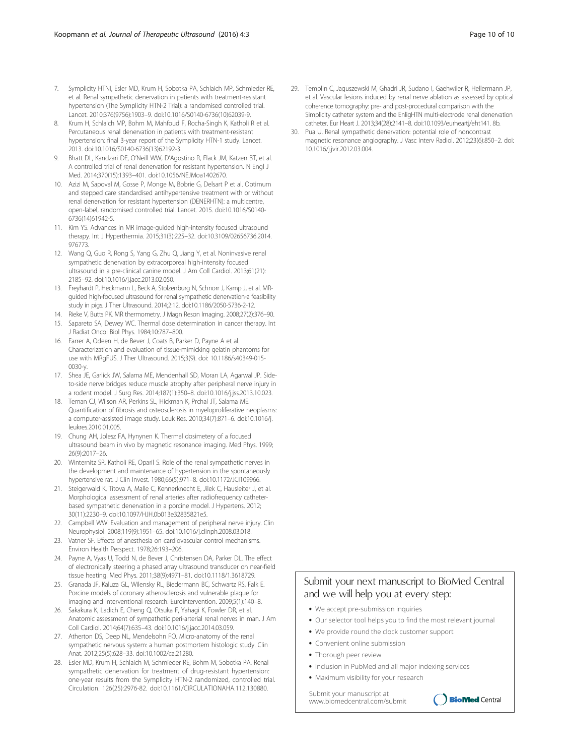7. Symplicity HTNI, Esler MD, Krum H, Sobotka PA, Schlaich MP, Schmieder RE, et al. Renal sympathetic denervation in patients with treatment-resistant hypertension (The Symplicity HTN-2 Trial): a randomised controlled trial. Lancet. 2010;376(9756):1903–9. doi:10.1016/S0140-6736(10)62039-9.
8. Krum H, Schlaich MP, Bohm M, Mahfoud F, Rocha-Singh K, Katholi R et al. Percutaneous renal denervation in patients with treatment-resistant hypertension: final 3-year report of the Symplicity HTN-1 study. Lancet. 2013. doi:10.1016/S0140-6736(13)62192-3.
9. Bhatt DL, Kandzari DE, O'Neill WW, D'Agostino R, Flack JM, Katzen BT, et al. A controlled trial of renal denervation for resistant hypertension. N Engl J Med. 2014;370(15):1393–401. doi:10.1056/NEJMoa1402670.
10. Azizi M, Sapoval M, Gosse P, Monge M, Bobrie G, Delsart P et al. Optimum and stepped care standardised antihypertensive treatment with or without renal denervation for resistant hypertension (DENERHTN): a multicentre, open-label, randomised controlled trial. Lancet. 2015. doi:10.1016/S0140-6736(14)61942-5.
11. Kim YS. Advances in MR image-guided high-intensity focused ultrasound therapy. Int J Hyperthermia. 2015;31(3):225–32. doi:10.3109/02656736.2014.976773.
12. Wang Q, Guo R, Rong S, Yang G, Zhu Q, Jiang Y, et al. Noninvasive renal sympathetic denervation by extracorporeal high-intensity focused ultrasound in a pre-clinical canine model. J Am Coll Cardiol. 2013;61(21):2185–92. doi:10.1016/j.jacc.2013.02.050.
13. Freyhardt P, Heckmann L, Beck A, Stolzenburg N, Schnorr J, Kamp J, et al. MR-guided high-focused ultrasound for renal sympathetic denervation-a feasibility study in pigs. J Ther Ultrasound. 2014;2:12. doi:10.1186/2050-5736-2-12.
14. Rieke V, Butts PK. MR thermometry. J Magn Reson Imaging. 2008;27(2):376–90.
15. Sapareto SA, Dewey WC. Thermal dose determination in cancer therapy. Int J Radiat Oncol Biol Phys. 1984;10:787–800.
16. Farrer A, Odeen H, de Bever J, Coats B, Parker D, Payne A et al. Characterization and evaluation of tissue-mimicking gelatin phantoms for use with MRgFUS. J Ther Ultrasound. 2015;3(9). doi: 10.1186/s40349-015-0030-y.
17. Shea JE, Garlick JW, Salama ME, Mendenhall SD, Moran LA, Agarwal JP. Side-to-side nerve bridges reduce muscle atrophy after peripheral nerve injury in a rodent model. J Surg Res. 2014;187(1):350–8. doi:10.1016/j.jss.2013.10.023.
18. Teman CJ, Wilson AR, Perkins SL, Hickman K, Prchal JT, Salama ME. Quantification of fibrosis and osteosclerosis in myeloproliferative neoplasms: a computer-assisted image study. Leuk Res. 2010;34(7):871–6. doi:10.1016/j.leukres.2010.01.005.
19. Chung AH, Jolesz FA, Hynynen K. Thermal dosimetery of a focused ultrasound beam in vivo by magnetic resonance imaging. Med Phys. 1999;26(9):2017–26.
20. Winternitz SR, Katholi RE, Oparil S. Role of the renal sympathetic nerves in the development and maintenance of hypertension in the spontaneously hypertensive rat. J Clin Invest. 1980;66(5):971–8. doi:10.1172/JCI109966.
21. Steigerwald K, Titova A, Malle C, Kennerknecht E, Jilek C, Hausleiter J, et al. Morphological assessment of renal arteries after radiofrequency catheter-based sympathetic denervation in a porcine model. J Hypertens. 2012;30(11):2230–9. doi:10.1097/HJH.0b013e32835821e5.
22. Campbell WW. Evaluation and management of peripheral nerve injury. Clin Neurophysiol. 2008;119(9):1951–65. doi:10.1016/j.clinph.2008.03.018.
23. Vatner SF. Effects of anesthesia on cardiovascular control mechanisms. Environ Health Perspect. 1978;26:193–206.
24. Payne A, Vyas U, Todd N, de Bever J, Christensen DA, Parker DL. The effect of electronically steering a phased array ultrasound transducer on near-field tissue heating. Med Phys. 2011;38(9):4971–81. doi:10.1118/1.3618729.
25. Granada JF, Kaluza GL, Wilensky RL, Biedermann BC, Schwartz RS, Falk E. Porcine models of coronary atherosclerosis and vulnerable plaque for imaging and interventional research. EuroIntervention. 2009;5(1):140–8.
26. Sakakura K, Ladich E, Cheng Q, Otsuka F, Yahagi K, Fowler DR, et al. Anatomic assessment of sympathetic peri-arterial renal nerves in man. J Am Coll Cardiol. 2014;64(7):635–43. doi:10.1016/j.jacc.2014.03.059.
27. Atherton DS, Deep NL, Mendelsohn FO. Micro-anatomy of the renal sympathetic nervous system: a human postmortem histologic study. Clin Anat. 2012;25(5):628–33. doi:10.1002/ca.21280.
28. Esler MD, Krum H, Schlaich M, Schmieder RE, Bohm M, Sobotka PA. Renal sympathetic denervation for treatment of drug-resistant hypertension: one-year results from the Symplicity HTN-2 randomized, controlled trial. Circulation. 126(25):2976-82. doi:10.1161/CIRCULATIONAHA.112.130880.
29. Templin C, Jaguszewski M, Ghadri JR, Sudano I, Gaehwiler R, Hellermann JP, et al. Vascular lesions induced by renal nerve ablation as assessed by optical coherence tomography: pre- and post-procedural comparison with the Simplicity catheter system and the EnligHTN multi-electrode renal denervation catheter. Eur Heart J. 2013;34(28):2141–8. doi:10.1093/eurheartj/eht141. 8b.
30. Pua U. Renal sympathetic denervation: potential role of noncontrast magnetic resonance angiography. J Vasc Interv Radiol. 2012;23(6):850–2. doi: 10.1016/j.jvir.2012.03.004.

Submit your next manuscript to BioMed Central and we will help you at every step:

- We accept pre-submission inquiries
- Our selector tool helps you to find the most relevant journal
- We provide round the clock customer support
- Convenient online submission
- Thorough peer review
- Inclusion in PubMed and all major indexing services
- Maximum visibility for your research

Submit your manuscript at www.biomedcentral.com/submit

BioMed Central